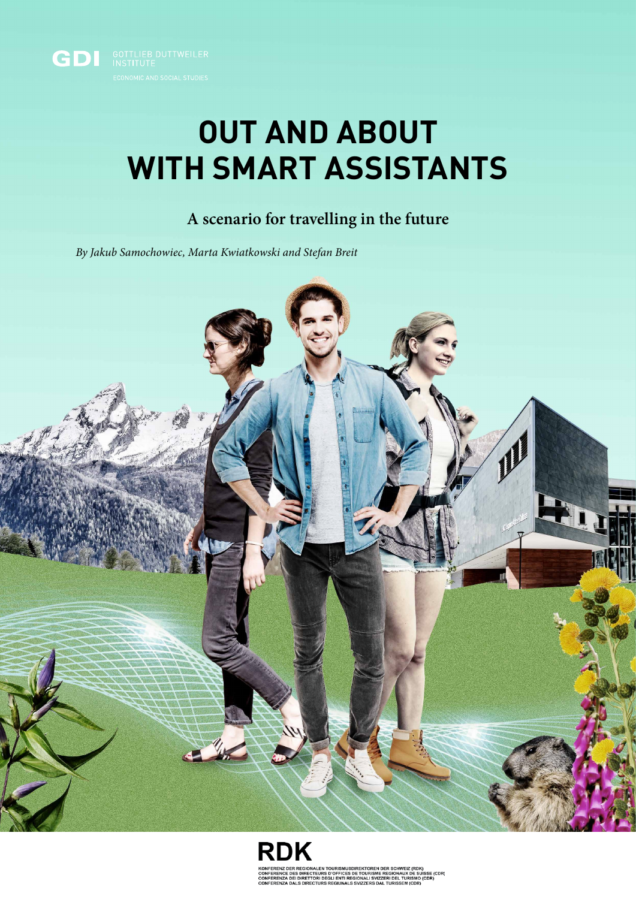GDI GOTTLIEB DUTTWEILER INSTITUTE

ECONOMIC AND SOCIAL STUDIES

# OUT AND ABOUT WITH SMART ASSISTANTS

## A scenario for travelling in the future

*By Jakub Samochowiec, Marta Kwiatkowski and Stefan Breit*

RDK

KONFERENZ DER REGIONALEN TOURISMUSDIREKTOREN DER SCHWEIZ (RDK)
CONFERENCE DES DIRECTEURS D'OFFICES DE TOURISME REGIONAUX DE SUISSE (CDR)
CONFERENZA DEI DIRETTORI DEGLI ENTI REGIONALI SVIZZERI DEL TURISMO (CDR)
CONFERENZA DALS DIRECTURS REGIUNALS SVIZZERS DAL TURISSEM (CDR)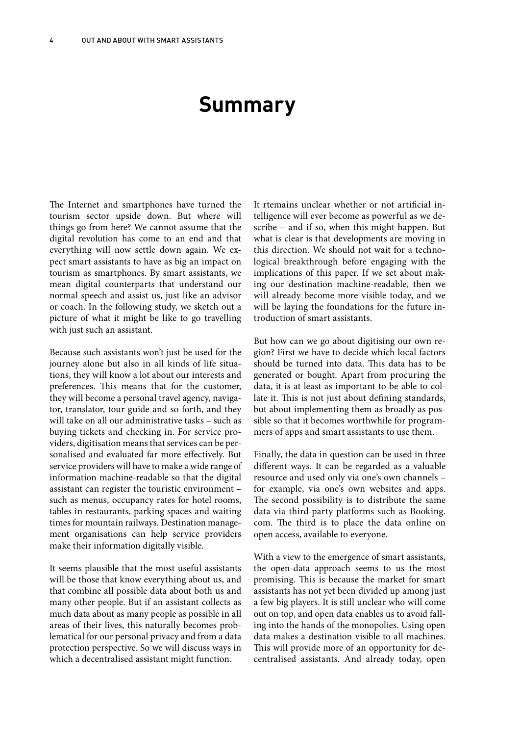# Summary

The Internet and smartphones have turned the tourism sector upside down. But where will things go from here? We cannot assume that the digital revolution has come to an end and that everything will now settle down again. We expect smart assistants to have as big an impact on tourism as smartphones. By smart assistants, we mean digital counterparts that understand our normal speech and assist us, just like an advisor or coach. In the following study, we sketch out a picture of what it might be like to go travelling with just such an assistant.

Because such assistants won't just be used for the journey alone but also in all kinds of life situations, they will know a lot about our interests and preferences. This means that for the customer, they will become a personal travel agency, navigator, translator, tour guide and so forth, and they will take on all our administrative tasks – such as buying tickets and checking in. For service providers, digitisation means that services can be personalised and evaluated far more effectively. But service providers will have to make a wide range of information machine-readable so that the digital assistant can register the touristic environment – such as menus, occupancy rates for hotel rooms, tables in restaurants, parking spaces and waiting times for mountain railways. Destination management organisations can help service providers make their information digitally visible.

It seems plausible that the most useful assistants will be those that know everything about us, and that combine all possible data about both us and many other people. But if an assistant collects as much data about as many people as possible in all areas of their lives, this naturally becomes problematical for our personal privacy and from a data protection perspective. So we will discuss ways in which a decentralised assistant might function.

It rtemains unclear whether or not artificial intelligence will ever become as powerful as we describe – and if so, when this might happen. But what is clear is that developments are moving in this direction. We should not wait for a technological breakthrough before engaging with the implications of this paper. If we set about making our destination machine-readable, then we will already become more visible today, and we will be laying the foundations for the future introduction of smart assistants.

But how can we go about digitising our own region? First we have to decide which local factors should be turned into data. This data has to be generated or bought. Apart from procuring the data, it is at least as important to be able to collate it. This is not just about defining standards, but about implementing them as broadly as possible so that it becomes worthwhile for programmers of apps and smart assistants to use them.

Finally, the data in question can be used in three different ways. It can be regarded as a valuable resource and used only via one's own channels – for example, via one's own websites and apps. The second possibility is to distribute the same data via third-party platforms such as Booking.com. The third is to place the data online on open access, available to everyone.

With a view to the emergence of smart assistants, the open-data approach seems to us the most promising. This is because the market for smart assistants has not yet been divided up among just a few big players. It is still unclear who will come out on top, and open data enables us to avoid falling into the hands of the monopolies. Using open data makes a destination visible to all machines. This will provide more of an opportunity for decentralised assistants. And already today, open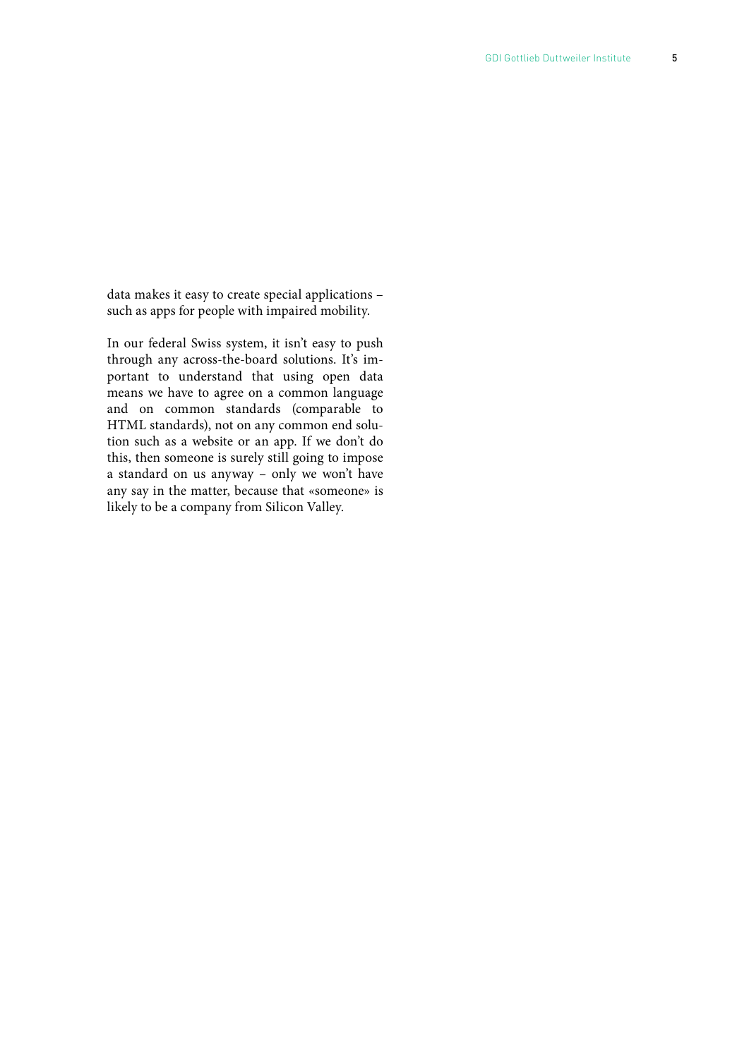data makes it easy to create special applications – such as apps for people with impaired mobility.

In our federal Swiss system, it isn't easy to push through any across-the-board solutions. It's important to understand that using open data means we have to agree on a common language and on common standards (comparable to HTML standards), not on any common end solution such as a website or an app. If we don't do this, then someone is surely still going to impose a standard on us anyway – only we won't have any say in the matter, because that «someone» is likely to be a company from Silicon Valley.